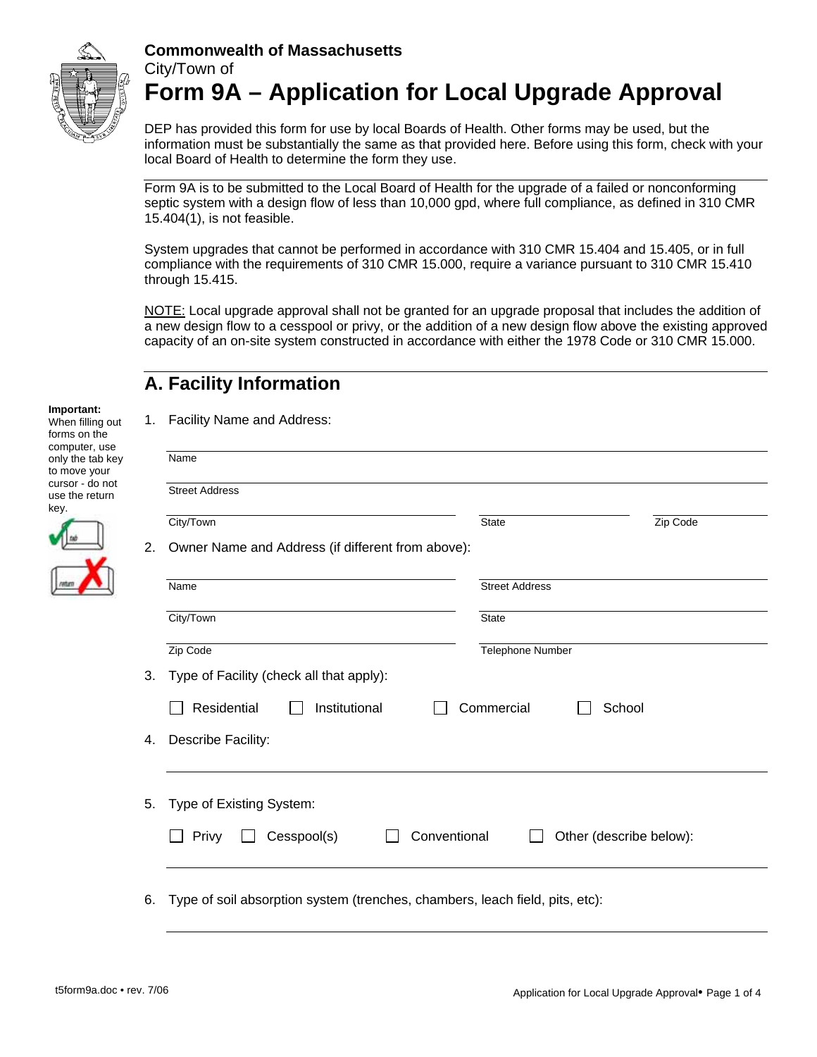**Commonwealth of Massachusetts**

City/Town of

# Form 9A – Application for Local Upgrade Approval

DEP has provided this form for use by local Boards of Health. Other forms may be used, but the information must be substantially the same as that provided here. Before using this form, check with your local Board of Health to determine the form they use.

Form 9A is to be submitted to the Local Board of Health for the upgrade of a failed or nonconforming septic system with a design flow of less than 10,000 gpd, where full compliance, as defined in 310 CMR 15.404(1), is not feasible.

System upgrades that cannot be performed in accordance with 310 CMR 15.404 and 15.405, or in full compliance with the requirements of 310 CMR 15.000, require a variance pursuant to 310 CMR 15.410 through 15.415.

NOTE: Local upgrade approval shall not be granted for an upgrade proposal that includes the addition of a new design flow to a cesspool or privy, or the addition of a new design flow above the existing approved capacity of an on-site system constructed in accordance with either the 1978 Code or 310 CMR 15.000.

## A. Facility Information

**Important:** When filling out forms on the computer, use only the tab key to move your cursor - do not use the return key.

1. Facility Name and Address:

   Name

   Street Address

   City/Town | State | Zip Code

2. Owner Name and Address (if different from above):

   Name | Street Address

   City/Town | State

   Zip Code | Telephone Number

3. Type of Facility (check all that apply):

   ☐ Residential ☐ Institutional ☐ Commercial ☐ School

4. Describe Facility:

5. Type of Existing System:

   ☐ Privy ☐ Cesspool(s) ☐ Conventional ☐ Other (describe below):

6. Type of soil absorption system (trenches, chambers, leach field, pits, etc):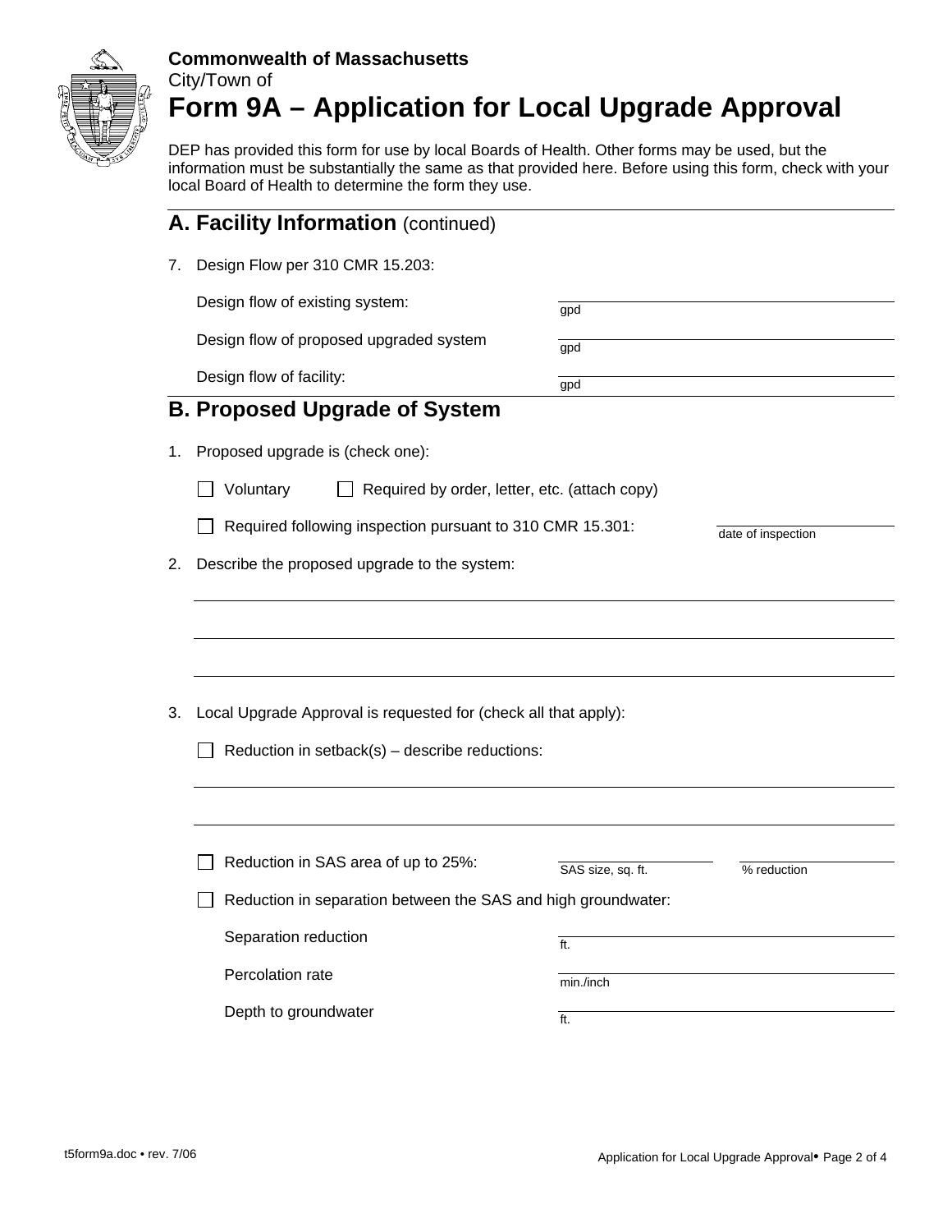**Commonwealth of Massachusetts**
City/Town of
# Form 9A – Application for Local Upgrade Approval

DEP has provided this form for use by local Boards of Health. Other forms may be used, but the information must be substantially the same as that provided here. Before using this form, check with your local Board of Health to determine the form they use.

## A. Facility Information (continued)

7. Design Flow per 310 CMR 15.203:

   Design flow of existing system: ________________ gpd

   Design flow of proposed upgraded system ________________ gpd

   Design flow of facility: ________________ gpd

## B. Proposed Upgrade of System

1. Proposed upgrade is (check one):

   ☐ Voluntary ☐ Required by order, letter, etc. (attach copy)

   ☐ Required following inspection pursuant to 310 CMR 15.301: ________________ date of inspection

2. Describe the proposed upgrade to the system:

   ________________________________________

   ________________________________________

   ________________________________________

3. Local Upgrade Approval is requested for (check all that apply):

   ☐ Reduction in setback(s) – describe reductions:

   ________________________________________

   ________________________________________

   ☐ Reduction in SAS area of up to 25%: ________________ SAS size, sq. ft. ________________ % reduction

   ☐ Reduction in separation between the SAS and high groundwater:

   Separation reduction ________________ ft.

   Percolation rate ________________ min./inch

   Depth to groundwater ________________ ft.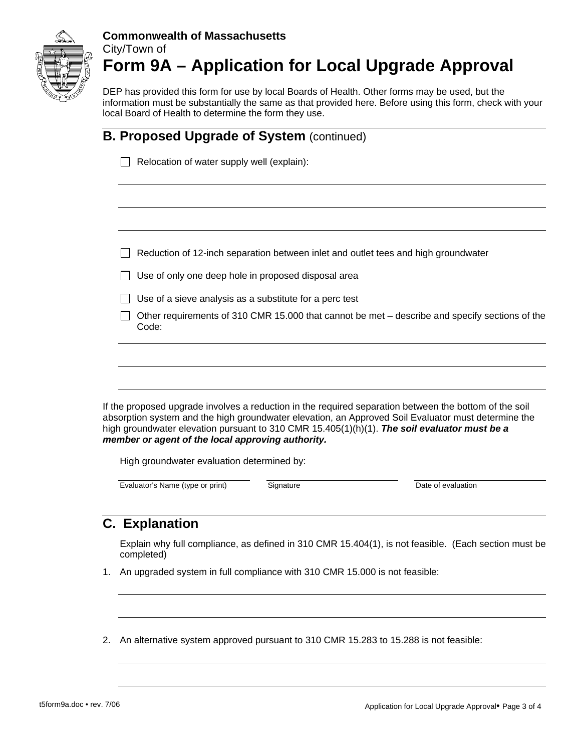**Commonwealth of Massachusetts**

City/Town of

# Form 9A – Application for Local Upgrade Approval

DEP has provided this form for use by local Boards of Health. Other forms may be used, but the information must be substantially the same as that provided here. Before using this form, check with your local Board of Health to determine the form they use.

## B. Proposed Upgrade of System (continued)

☐ Relocation of water supply well (explain):

---

---

---

☐ Reduction of 12-inch separation between inlet and outlet tees and high groundwater

☐ Use of only one deep hole in proposed disposal area

☐ Use of a sieve analysis as a substitute for a perc test

☐ Other requirements of 310 CMR 15.000 that cannot be met – describe and specify sections of the Code:

---

---

---

If the proposed upgrade involves a reduction in the required separation between the bottom of the soil absorption system and the high groundwater elevation, an Approved Soil Evaluator must determine the high groundwater elevation pursuant to 310 CMR 15.405(1)(h)(1). ***The soil evaluator must be a member or agent of the local approving authority.***

High groundwater evaluation determined by:

| Evaluator's Name (type or print) | Signature | Date of evaluation |
|---|---|---|
| | | |

## C. Explanation

Explain why full compliance, as defined in 310 CMR 15.404(1), is not feasible. (Each section must be completed)

1. An upgraded system in full compliance with 310 CMR 15.000 is not feasible:

---

---

2. An alternative system approved pursuant to 310 CMR 15.283 to 15.288 is not feasible:

---

---

t5form9a.doc • rev. 7/06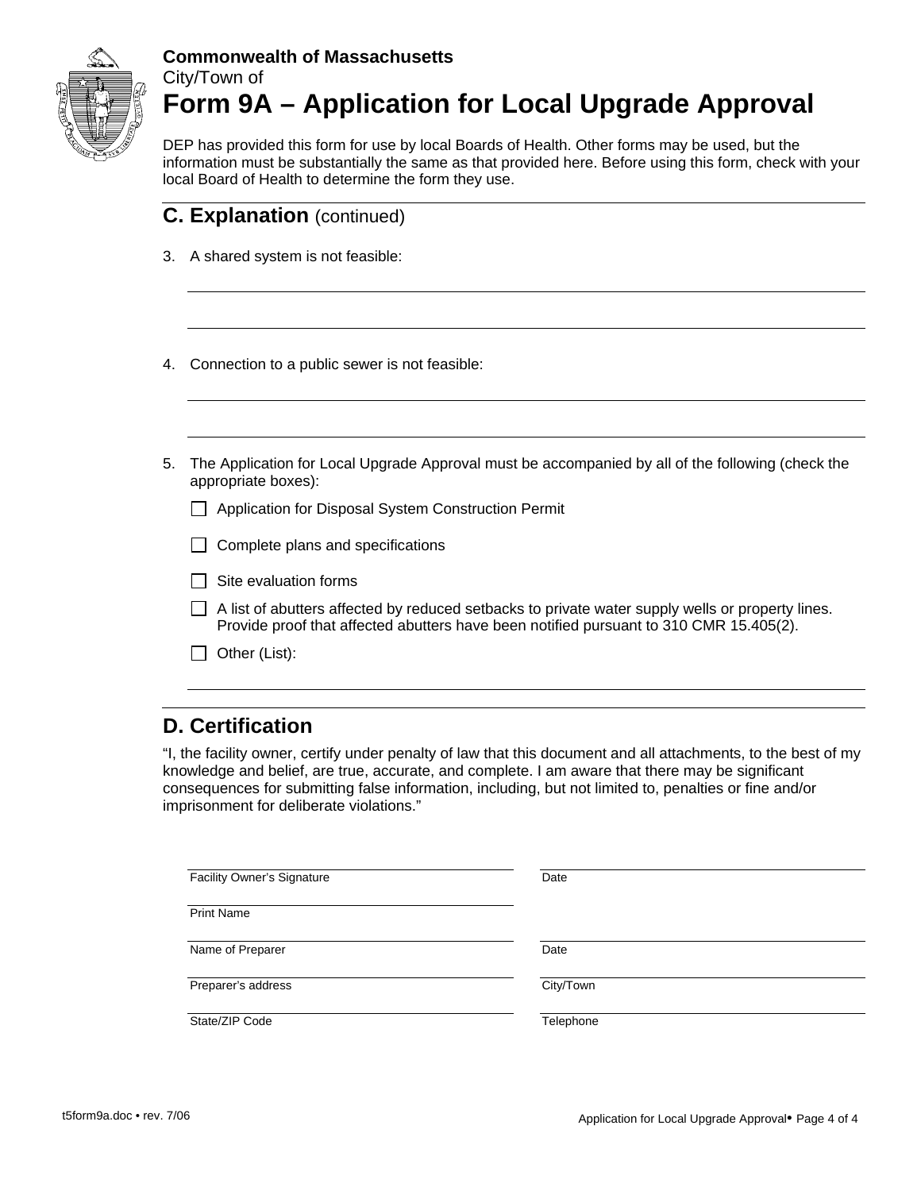**Commonwealth of Massachusetts**
City/Town of

# Form 9A – Application for Local Upgrade Approval

DEP has provided this form for use by local Boards of Health. Other forms may be used, but the information must be substantially the same as that provided here. Before using this form, check with your local Board of Health to determine the form they use.

## C. Explanation (continued)

3. A shared system is not feasible:

_______________________________________________

_______________________________________________

4. Connection to a public sewer is not feasible:

_______________________________________________

_______________________________________________

5. The Application for Local Upgrade Approval must be accompanied by all of the following (check the appropriate boxes):

   - ☐ Application for Disposal System Construction Permit
   - ☐ Complete plans and specifications
   - ☐ Site evaluation forms
   - ☐ A list of abutters affected by reduced setbacks to private water supply wells or property lines. Provide proof that affected abutters have been notified pursuant to 310 CMR 15.405(2).
   - ☐ Other (List):

_______________________________________________

## D. Certification

"I, the facility owner, certify under penalty of law that this document and all attachments, to the best of my knowledge and belief, are true, accurate, and complete. I am aware that there may be significant consequences for submitting false information, including, but not limited to, penalties or fine and/or imprisonment for deliberate violations."

| | |
|---|---|
| Facility Owner's Signature | Date |
| Print Name | |
| Name of Preparer | Date |
| Preparer's address | City/Town |
| State/ZIP Code | Telephone |

t5form9a.doc • rev. 7/06